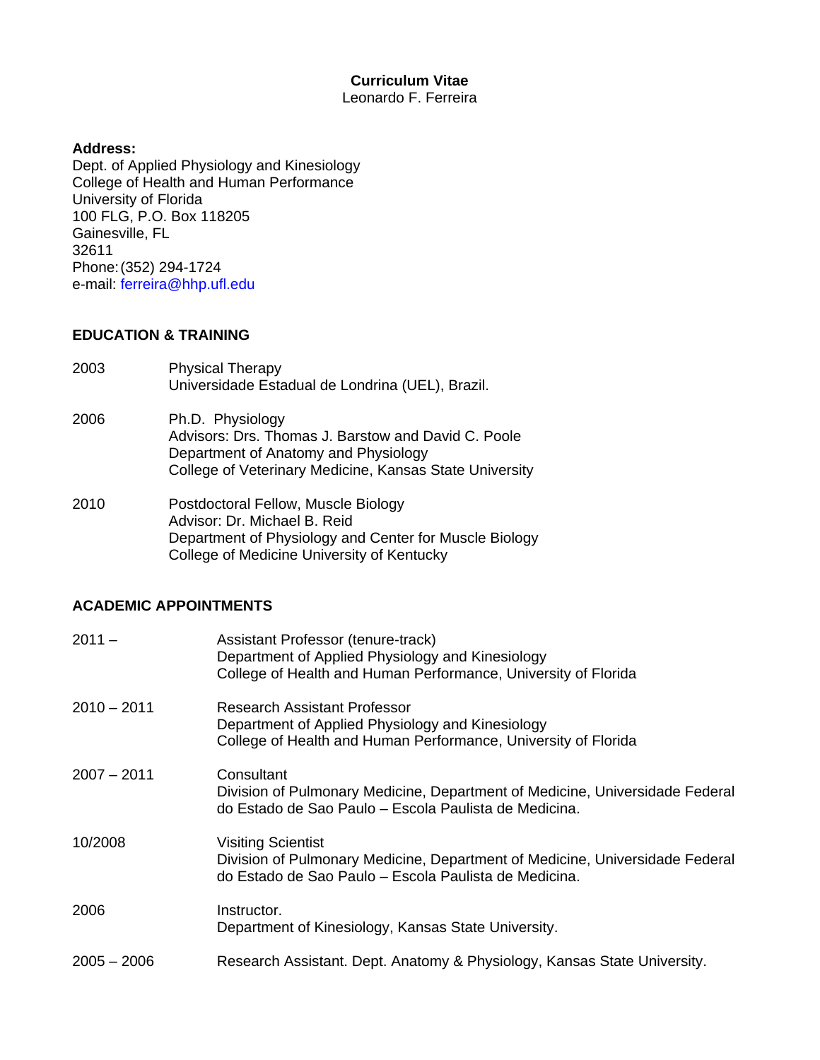# Curriculum Vitae

Leonardo F. Ferreira

**Address:**
Dept. of Applied Physiology and Kinesiology
College of Health and Human Performance
University of Florida
100 FLG, P.O. Box 118205
Gainesville, FL
32611
Phone: (352) 294-1724
e-mail: ferreira@hhp.ufl.edu

## EDUCATION & TRAINING

2003 — Physical Therapy
Universidade Estadual de Londrina (UEL), Brazil.

2006 — Ph.D. Physiology
Advisors: Drs. Thomas J. Barstow and David C. Poole
Department of Anatomy and Physiology
College of Veterinary Medicine, Kansas State University

2010 — Postdoctoral Fellow, Muscle Biology
Advisor: Dr. Michael B. Reid
Department of Physiology and Center for Muscle Biology
College of Medicine University of Kentucky

## ACADEMIC APPOINTMENTS

2011 – — Assistant Professor (tenure-track)
Department of Applied Physiology and Kinesiology
College of Health and Human Performance, University of Florida

2010 – 2011 — Research Assistant Professor
Department of Applied Physiology and Kinesiology
College of Health and Human Performance, University of Florida

2007 – 2011 — Consultant
Division of Pulmonary Medicine, Department of Medicine, Universidade Federal do Estado de Sao Paulo – Escola Paulista de Medicina.

10/2008 — Visiting Scientist
Division of Pulmonary Medicine, Department of Medicine, Universidade Federal do Estado de Sao Paulo – Escola Paulista de Medicina.

2006 — Instructor.
Department of Kinesiology, Kansas State University.

2005 – 2006 — Research Assistant. Dept. Anatomy & Physiology, Kansas State University.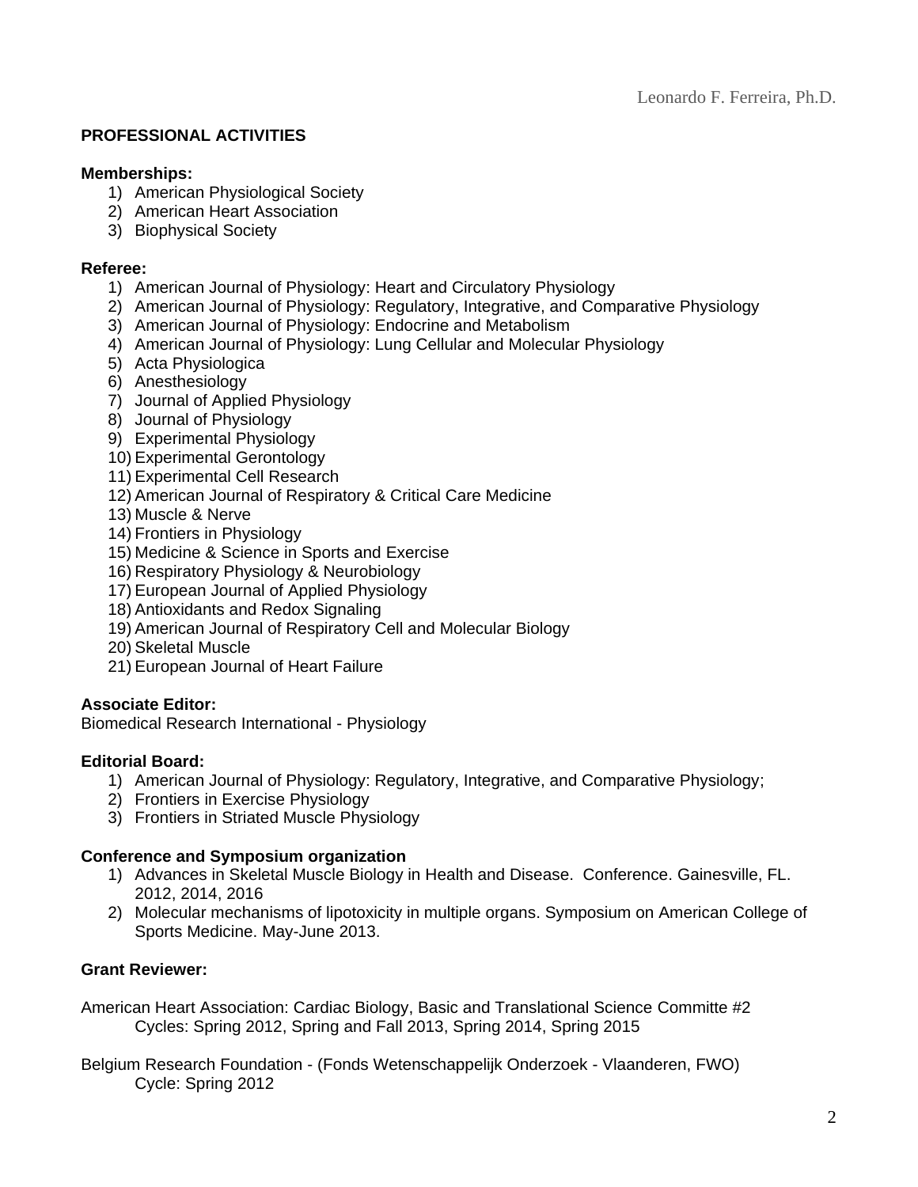## PROFESSIONAL ACTIVITIES

**Memberships:**

1) American Physiological Society
2) American Heart Association
3) Biophysical Society

**Referee:**

1) American Journal of Physiology: Heart and Circulatory Physiology
2) American Journal of Physiology: Regulatory, Integrative, and Comparative Physiology
3) American Journal of Physiology: Endocrine and Metabolism
4) American Journal of Physiology: Lung Cellular and Molecular Physiology
5) Acta Physiologica
6) Anesthesiology
7) Journal of Applied Physiology
8) Journal of Physiology
9) Experimental Physiology
10) Experimental Gerontology
11) Experimental Cell Research
12) American Journal of Respiratory & Critical Care Medicine
13) Muscle & Nerve
14) Frontiers in Physiology
15) Medicine & Science in Sports and Exercise
16) Respiratory Physiology & Neurobiology
17) European Journal of Applied Physiology
18) Antioxidants and Redox Signaling
19) American Journal of Respiratory Cell and Molecular Biology
20) Skeletal Muscle
21) European Journal of Heart Failure

**Associate Editor:**

Biomedical Research International - Physiology

**Editorial Board:**

1) American Journal of Physiology: Regulatory, Integrative, and Comparative Physiology;
2) Frontiers in Exercise Physiology
3) Frontiers in Striated Muscle Physiology

**Conference and Symposium organization**

1) Advances in Skeletal Muscle Biology in Health and Disease. Conference. Gainesville, FL. 2012, 2014, 2016
2) Molecular mechanisms of lipotoxicity in multiple organs. Symposium on American College of Sports Medicine. May-June 2013.

**Grant Reviewer:**

American Heart Association: Cardiac Biology, Basic and Translational Science Committe #2
    Cycles: Spring 2012, Spring and Fall 2013, Spring 2014, Spring 2015

Belgium Research Foundation - (Fonds Wetenschappelijk Onderzoek - Vlaanderen, FWO)
    Cycle: Spring 2012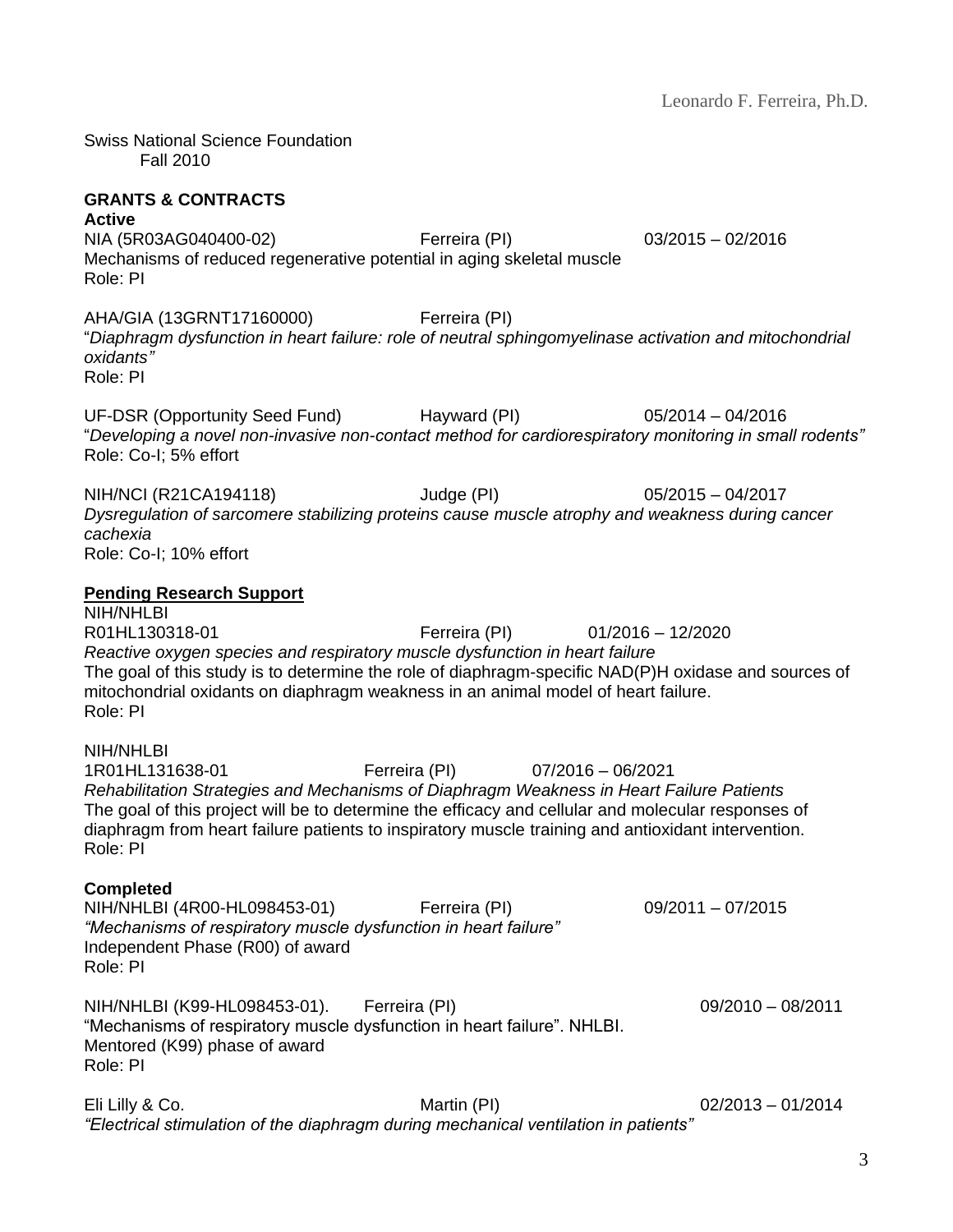Swiss National Science Foundation
Fall 2010

**GRANTS & CONTRACTS**

**Active**

NIA (5R03AG040400-02) Ferreira (PI) 03/2015 – 02/2016
Mechanisms of reduced regenerative potential in aging skeletal muscle
Role: PI

AHA/GIA (13GRNT17160000) Ferreira (PI)
"*Diaphragm dysfunction in heart failure: role of neutral sphingomyelinase activation and mitochondrial oxidants"*
Role: PI

UF-DSR (Opportunity Seed Fund) Hayward (PI) 05/2014 – 04/2016
"*Developing a novel non-invasive non-contact method for cardiorespiratory monitoring in small rodents"*
Role: Co-I; 5% effort

NIH/NCI (R21CA194118) Judge (PI) 05/2015 – 04/2017
*Dysregulation of sarcomere stabilizing proteins cause muscle atrophy and weakness during cancer cachexia*
Role: Co-I; 10% effort

**<u>Pending Research Support</u>**

NIH/NHLBI
R01HL130318-01 Ferreira (PI) 01/2016 – 12/2020
*Reactive oxygen species and respiratory muscle dysfunction in heart failure*
The goal of this study is to determine the role of diaphragm-specific NAD(P)H oxidase and sources of mitochondrial oxidants on diaphragm weakness in an animal model of heart failure.
Role: PI

NIH/NHLBI
1R01HL131638-01 Ferreira (PI) 07/2016 – 06/2021
*Rehabilitation Strategies and Mechanisms of Diaphragm Weakness in Heart Failure Patients*
The goal of this project will be to determine the efficacy and cellular and molecular responses of diaphragm from heart failure patients to inspiratory muscle training and antioxidant intervention.
Role: PI

**Completed**

NIH/NHLBI (4R00-HL098453-01) Ferreira (PI) 09/2011 – 07/2015
*"Mechanisms of respiratory muscle dysfunction in heart failure"*
Independent Phase (R00) of award
Role: PI

NIH/NHLBI (K99-HL098453-01). Ferreira (PI) 09/2010 – 08/2011
"Mechanisms of respiratory muscle dysfunction in heart failure". NHLBI.
Mentored (K99) phase of award
Role: PI

Eli Lilly & Co. Martin (PI) 02/2013 – 01/2014
*"Electrical stimulation of the diaphragm during mechanical ventilation in patients"*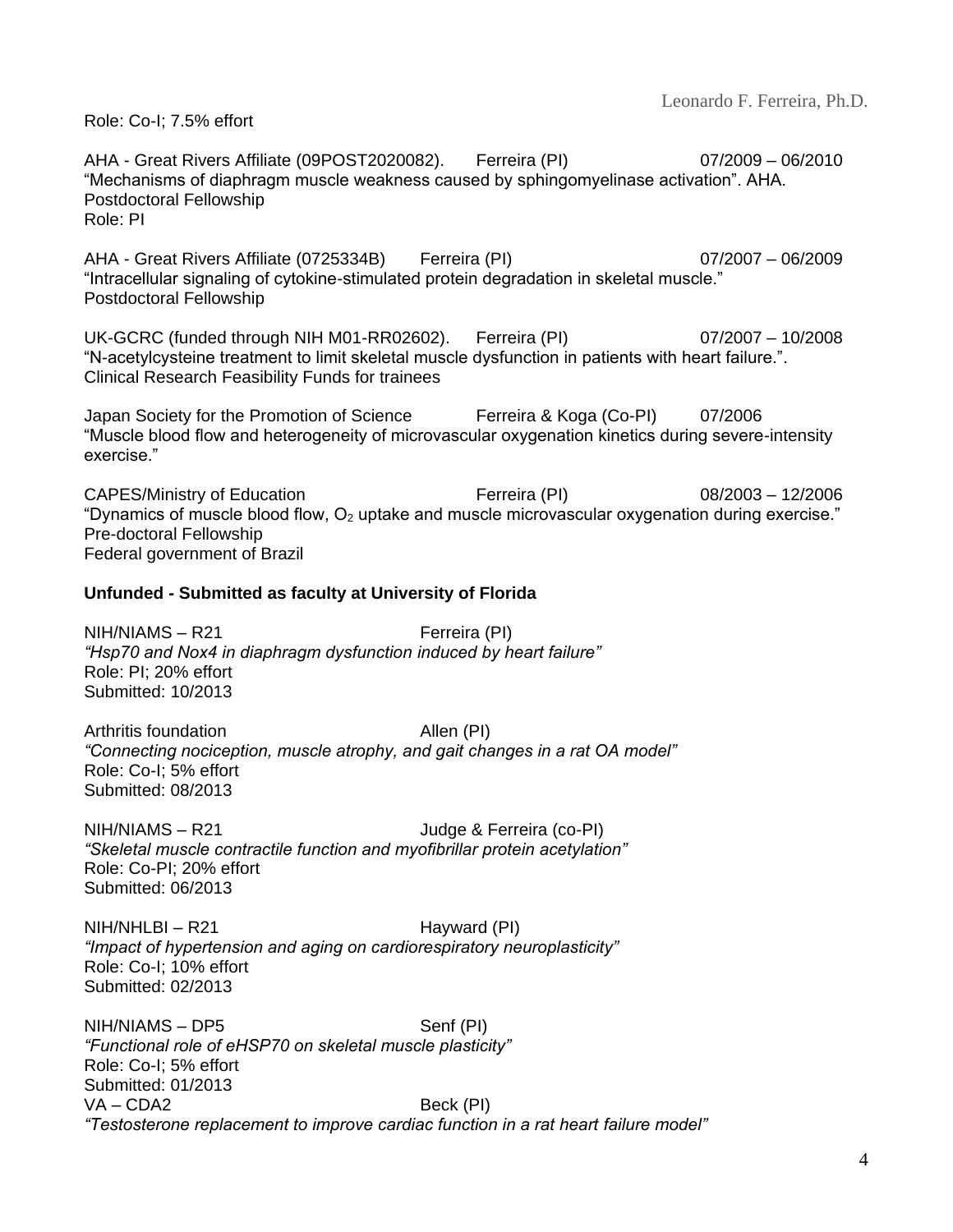Role: Co-I; 7.5% effort

AHA - Great Rivers Affiliate (09POST2020082). Ferreira (PI) 07/2009 – 06/2010
"Mechanisms of diaphragm muscle weakness caused by sphingomyelinase activation". AHA.
Postdoctoral Fellowship
Role: PI

AHA - Great Rivers Affiliate (0725334B) Ferreira (PI) 07/2007 – 06/2009
"Intracellular signaling of cytokine-stimulated protein degradation in skeletal muscle."
Postdoctoral Fellowship

UK-GCRC (funded through NIH M01-RR02602). Ferreira (PI) 07/2007 – 10/2008
"N-acetylcysteine treatment to limit skeletal muscle dysfunction in patients with heart failure.".
Clinical Research Feasibility Funds for trainees

Japan Society for the Promotion of Science Ferreira & Koga (Co-PI) 07/2006
"Muscle blood flow and heterogeneity of microvascular oxygenation kinetics during severe-intensity exercise."

CAPES/Ministry of Education Ferreira (PI) 08/2003 – 12/2006
"Dynamics of muscle blood flow, $O_2$ uptake and muscle microvascular oxygenation during exercise."
Pre-doctoral Fellowship
Federal government of Brazil

**Unfunded - Submitted as faculty at University of Florida**

NIH/NIAMS – R21 Ferreira (PI)
*"Hsp70 and Nox4 in diaphragm dysfunction induced by heart failure"*
Role: PI; 20% effort
Submitted: 10/2013

Arthritis foundation Allen (PI)
*"Connecting nociception, muscle atrophy, and gait changes in a rat OA model"*
Role: Co-I; 5% effort
Submitted: 08/2013

NIH/NIAMS – R21 Judge & Ferreira (co-PI)
*"Skeletal muscle contractile function and myofibrillar protein acetylation"*
Role: Co-PI; 20% effort
Submitted: 06/2013

NIH/NHLBI – R21 Hayward (PI)
*"Impact of hypertension and aging on cardiorespiratory neuroplasticity"*
Role: Co-I; 10% effort
Submitted: 02/2013

NIH/NIAMS – DP5 Senf (PI)
*"Functional role of eHSP70 on skeletal muscle plasticity"*
Role: Co-I; 5% effort
Submitted: 01/2013

VA – CDA2 Beck (PI)
*"Testosterone replacement to improve cardiac function in a rat heart failure model"*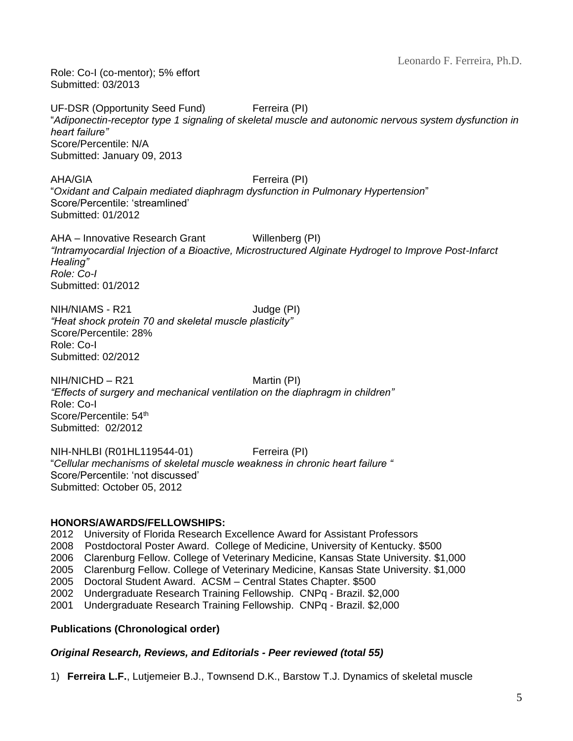Role: Co-I (co-mentor); 5% effort
Submitted: 03/2013

UF-DSR (Opportunity Seed Fund) Ferreira (PI)
"*Adiponectin-receptor type 1 signaling of skeletal muscle and autonomic nervous system dysfunction in heart failure"*
Score/Percentile: N/A
Submitted: January 09, 2013

AHA/GIA Ferreira (PI)
"*Oxidant and Calpain mediated diaphragm dysfunction in Pulmonary Hypertension*"
Score/Percentile: 'streamlined'
Submitted: 01/2012

AHA – Innovative Research Grant Willenberg (PI)
*"Intramyocardial Injection of a Bioactive, Microstructured Alginate Hydrogel to Improve Post-Infarct Healing"*
*Role: Co-I*
Submitted: 01/2012

NIH/NIAMS - R21 Judge (PI)
*"Heat shock protein 70 and skeletal muscle plasticity"*
Score/Percentile: 28%
Role: Co-I
Submitted: 02/2012

NIH/NICHD – R21 Martin (PI)
*"Effects of surgery and mechanical ventilation on the diaphragm in children"*
Role: Co-I
Score/Percentile: 54th
Submitted: 02/2012

NIH-NHLBI (R01HL119544-01) Ferreira (PI)
"*Cellular mechanisms of skeletal muscle weakness in chronic heart failure "*
Score/Percentile: 'not discussed'
Submitted: October 05, 2012

**HONORS/AWARDS/FELLOWSHIPS:**

2012 University of Florida Research Excellence Award for Assistant Professors
2008 Postdoctoral Poster Award. College of Medicine, University of Kentucky. $500
2006 Clarenburg Fellow. College of Veterinary Medicine, Kansas State University. $1,000
2005 Clarenburg Fellow. College of Veterinary Medicine, Kansas State University. $1,000
2005 Doctoral Student Award. ACSM – Central States Chapter. $500
2002 Undergraduate Research Training Fellowship. CNPq - Brazil. $2,000
2001 Undergraduate Research Training Fellowship. CNPq - Brazil. $2,000

**Publications (Chronological order)**

***Original Research, Reviews, and Editorials - Peer reviewed (total 55)***

1) **Ferreira L.F.**, Lutjemeier B.J., Townsend D.K., Barstow T.J. Dynamics of skeletal muscle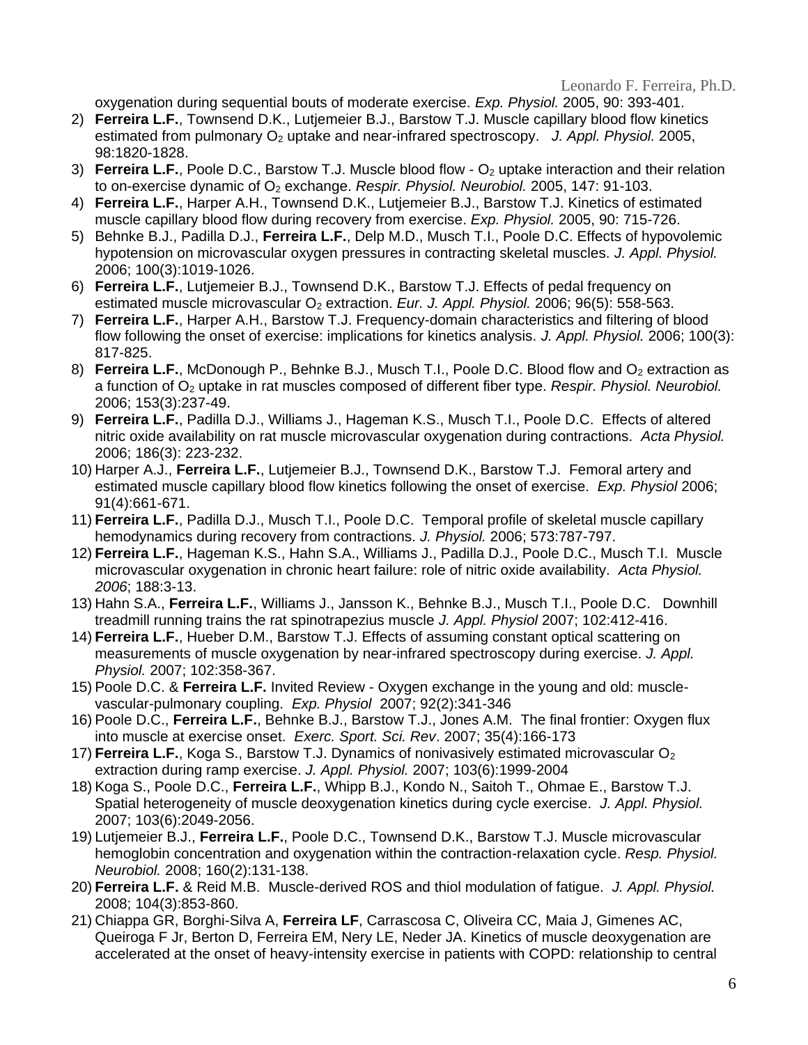oxygenation during sequential bouts of moderate exercise. *Exp. Physiol.* 2005, 90: 393-401.

2) **Ferreira L.F.**, Townsend D.K., Lutjemeier B.J., Barstow T.J. Muscle capillary blood flow kinetics estimated from pulmonary $O_2$ uptake and near-infrared spectroscopy. *J. Appl. Physiol.* 2005, 98:1820-1828.
3) **Ferreira L.F.**, Poole D.C., Barstow T.J. Muscle blood flow - $O_2$ uptake interaction and their relation to on-exercise dynamic of $O_2$ exchange. *Respir. Physiol. Neurobiol.* 2005, 147: 91-103.
4) **Ferreira L.F.**, Harper A.H., Townsend D.K., Lutjemeier B.J., Barstow T.J. Kinetics of estimated muscle capillary blood flow during recovery from exercise. *Exp. Physiol.* 2005, 90: 715-726.
5) Behnke B.J., Padilla D.J., **Ferreira L.F.**, Delp M.D., Musch T.I., Poole D.C. Effects of hypovolemic hypotension on microvascular oxygen pressures in contracting skeletal muscles. *J. Appl. Physiol.* 2006; 100(3):1019-1026.
6) **Ferreira L.F.**, Lutjemeier B.J., Townsend D.K., Barstow T.J. Effects of pedal frequency on estimated muscle microvascular $O_2$ extraction. *Eur. J. Appl. Physiol.* 2006; 96(5): 558-563.
7) **Ferreira L.F.**, Harper A.H., Barstow T.J. Frequency-domain characteristics and filtering of blood flow following the onset of exercise: implications for kinetics analysis. *J. Appl. Physiol.* 2006; 100(3): 817-825.
8) **Ferreira L.F.**, McDonough P., Behnke B.J., Musch T.I., Poole D.C. Blood flow and $O_2$ extraction as a function of $O_2$ uptake in rat muscles composed of different fiber type. *Respir. Physiol. Neurobiol.* 2006; 153(3):237-49.
9) **Ferreira L.F.**, Padilla D.J., Williams J., Hageman K.S., Musch T.I., Poole D.C. Effects of altered nitric oxide availability on rat muscle microvascular oxygenation during contractions. *Acta Physiol.* 2006; 186(3): 223-232.
10) Harper A.J., **Ferreira L.F.**, Lutjemeier B.J., Townsend D.K., Barstow T.J. Femoral artery and estimated muscle capillary blood flow kinetics following the onset of exercise. *Exp. Physiol* 2006; 91(4):661-671.
11) **Ferreira L.F.**, Padilla D.J., Musch T.I., Poole D.C. Temporal profile of skeletal muscle capillary hemodynamics during recovery from contractions. *J. Physiol.* 2006; 573:787-797.
12) **Ferreira L.F.**, Hageman K.S., Hahn S.A., Williams J., Padilla D.J., Poole D.C., Musch T.I. Muscle microvascular oxygenation in chronic heart failure: role of nitric oxide availability. *Acta Physiol. 2006*; 188:3-13.
13) Hahn S.A., **Ferreira L.F.**, Williams J., Jansson K., Behnke B.J., Musch T.I., Poole D.C. Downhill treadmill running trains the rat spinotrapezius muscle *J. Appl. Physiol* 2007; 102:412-416.
14) **Ferreira L.F.**, Hueber D.M., Barstow T.J. Effects of assuming constant optical scattering on measurements of muscle oxygenation by near-infrared spectroscopy during exercise. *J. Appl. Physiol.* 2007; 102:358-367.
15) Poole D.C. & **Ferreira L.F.** Invited Review - Oxygen exchange in the young and old: muscle-vascular-pulmonary coupling. *Exp. Physiol* 2007; 92(2):341-346
16) Poole D.C., **Ferreira L.F.**, Behnke B.J., Barstow T.J., Jones A.M. The final frontier: Oxygen flux into muscle at exercise onset. *Exerc. Sport. Sci. Rev*. 2007; 35(4):166-173
17) **Ferreira L.F.**, Koga S., Barstow T.J. Dynamics of noninvasively estimated microvascular $O_2$ extraction during ramp exercise. *J. Appl. Physiol.* 2007; 103(6):1999-2004
18) Koga S., Poole D.C., **Ferreira L.F.**, Whipp B.J., Kondo N., Saitoh T., Ohmae E., Barstow T.J. Spatial heterogeneity of muscle deoxygenation kinetics during cycle exercise. *J. Appl. Physiol.* 2007; 103(6):2049-2056.
19) Lutjemeier B.J., **Ferreira L.F.**, Poole D.C., Townsend D.K., Barstow T.J. Muscle microvascular hemoglobin concentration and oxygenation within the contraction-relaxation cycle. *Resp. Physiol. Neurobiol.* 2008; 160(2):131-138.
20) **Ferreira L.F.** & Reid M.B. Muscle-derived ROS and thiol modulation of fatigue. *J. Appl. Physiol.* 2008; 104(3):853-860.
21) Chiappa GR, Borghi-Silva A, **Ferreira LF**, Carrascosa C, Oliveira CC, Maia J, Gimenes AC, Queiroga F Jr, Berton D, Ferreira EM, Nery LE, Neder JA. Kinetics of muscle deoxygenation are accelerated at the onset of heavy-intensity exercise in patients with COPD: relationship to central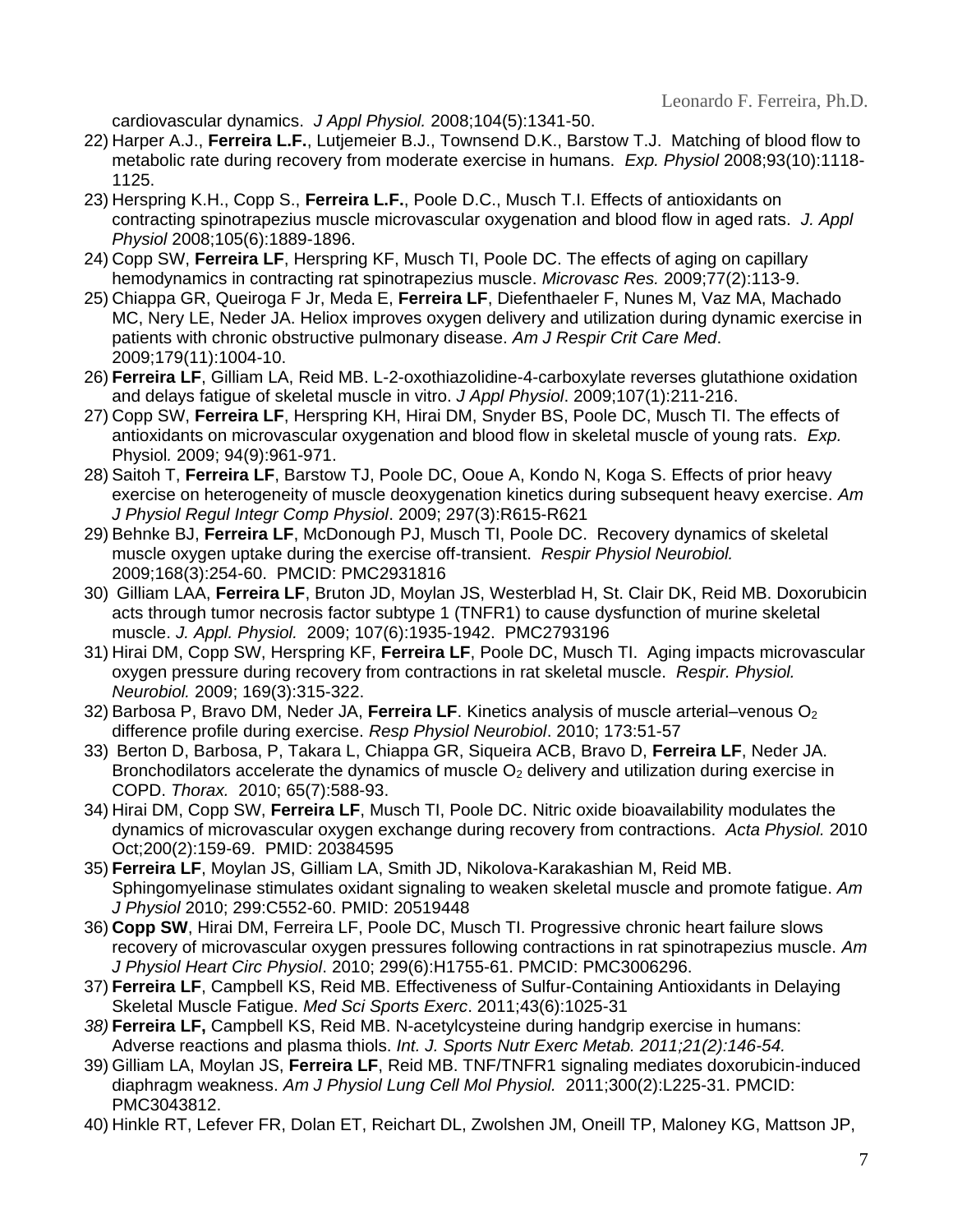cardiovascular dynamics. *J Appl Physiol.* 2008;104(5):1341-50.

22) Harper A.J., **Ferreira L.F.**, Lutjemeier B.J., Townsend D.K., Barstow T.J. Matching of blood flow to metabolic rate during recovery from moderate exercise in humans. *Exp. Physiol* 2008;93(10):1118-1125.
23) Herspring K.H., Copp S., **Ferreira L.F.**, Poole D.C., Musch T.I. Effects of antioxidants on contracting spinotrapezius muscle microvascular oxygenation and blood flow in aged rats. *J. Appl Physiol* 2008;105(6):1889-1896.
24) Copp SW, **Ferreira LF**, Herspring KF, Musch TI, Poole DC. The effects of aging on capillary hemodynamics in contracting rat spinotrapezius muscle. *Microvasc Res.* 2009;77(2):113-9.
25) Chiappa GR, Queiroga F Jr, Meda E, **Ferreira LF**, Diefenthaeler F, Nunes M, Vaz MA, Machado MC, Nery LE, Neder JA. Heliox improves oxygen delivery and utilization during dynamic exercise in patients with chronic obstructive pulmonary disease. *Am J Respir Crit Care Med*. 2009;179(11):1004-10.
26) **Ferreira LF**, Gilliam LA, Reid MB. L-2-oxothiazolidine-4-carboxylate reverses glutathione oxidation and delays fatigue of skeletal muscle in vitro. *J Appl Physiol*. 2009;107(1):211-216.
27) Copp SW, **Ferreira LF**, Herspring KH, Hirai DM, Snyder BS, Poole DC, Musch TI. The effects of antioxidants on microvascular oxygenation and blood flow in skeletal muscle of young rats. *Exp.* Physiol*.* 2009; 94(9):961-971.
28) Saitoh T, **Ferreira LF**, Barstow TJ, Poole DC, Ooue A, Kondo N, Koga S. Effects of prior heavy exercise on heterogeneity of muscle deoxygenation kinetics during subsequent heavy exercise. *Am J Physiol Regul Integr Comp Physiol*. 2009; 297(3):R615-R621
29) Behnke BJ, **Ferreira LF**, McDonough PJ, Musch TI, Poole DC. Recovery dynamics of skeletal muscle oxygen uptake during the exercise off-transient. *Respir Physiol Neurobiol.* 2009;168(3):254-60. PMCID: PMC2931816
30) Gilliam LAA, **Ferreira LF**, Bruton JD, Moylan JS, Westerblad H, St. Clair DK, Reid MB. Doxorubicin acts through tumor necrosis factor subtype 1 (TNFR1) to cause dysfunction of murine skeletal muscle. *J. Appl. Physiol.* 2009; 107(6):1935-1942. PMC2793196
31) Hirai DM, Copp SW, Herspring KF, **Ferreira LF**, Poole DC, Musch TI. Aging impacts microvascular oxygen pressure during recovery from contractions in rat skeletal muscle. *Respir. Physiol. Neurobiol.* 2009; 169(3):315-322.
32) Barbosa P, Bravo DM, Neder JA, **Ferreira LF**. Kinetics analysis of muscle arterial–venous $O_2$ difference profile during exercise. *Resp Physiol Neurobiol*. 2010; 173:51-57
33) Berton D, Barbosa, P, Takara L, Chiappa GR, Siqueira ACB, Bravo D, **Ferreira LF**, Neder JA. Bronchodilators accelerate the dynamics of muscle $O_2$ delivery and utilization during exercise in COPD. *Thorax.* 2010; 65(7):588-93.
34) Hirai DM, Copp SW, **Ferreira LF**, Musch TI, Poole DC. Nitric oxide bioavailability modulates the dynamics of microvascular oxygen exchange during recovery from contractions. *Acta Physiol.* 2010 Oct;200(2):159-69. PMID: 20384595
35) **Ferreira LF**, Moylan JS, Gilliam LA, Smith JD, Nikolova-Karakashian M, Reid MB. Sphingomyelinase stimulates oxidant signaling to weaken skeletal muscle and promote fatigue. *Am J Physiol* 2010; 299:C552-60. PMID: 20519448
36) **Copp SW**, Hirai DM, Ferreira LF, Poole DC, Musch TI. Progressive chronic heart failure slows recovery of microvascular oxygen pressures following contractions in rat spinotrapezius muscle. *Am J Physiol Heart Circ Physiol*. 2010; 299(6):H1755-61. PMCID: PMC3006296.
37) **Ferreira LF**, Campbell KS, Reid MB. Effectiveness of Sulfur-Containing Antioxidants in Delaying Skeletal Muscle Fatigue. *Med Sci Sports Exerc*. 2011;43(6):1025-31
38) **Ferreira LF,** Campbell KS, Reid MB. N-acetylcysteine during handgrip exercise in humans: Adverse reactions and plasma thiols. *Int. J. Sports Nutr Exerc Metab. 2011;21(2):146-54.*
39) Gilliam LA, Moylan JS, **Ferreira LF**, Reid MB. TNF/TNFR1 signaling mediates doxorubicin-induced diaphragm weakness. *Am J Physiol Lung Cell Mol Physiol.* 2011;300(2):L225-31. PMCID: PMC3043812.
40) Hinkle RT, Lefever FR, Dolan ET, Reichart DL, Zwolshen JM, Oneill TP, Maloney KG, Mattson JP,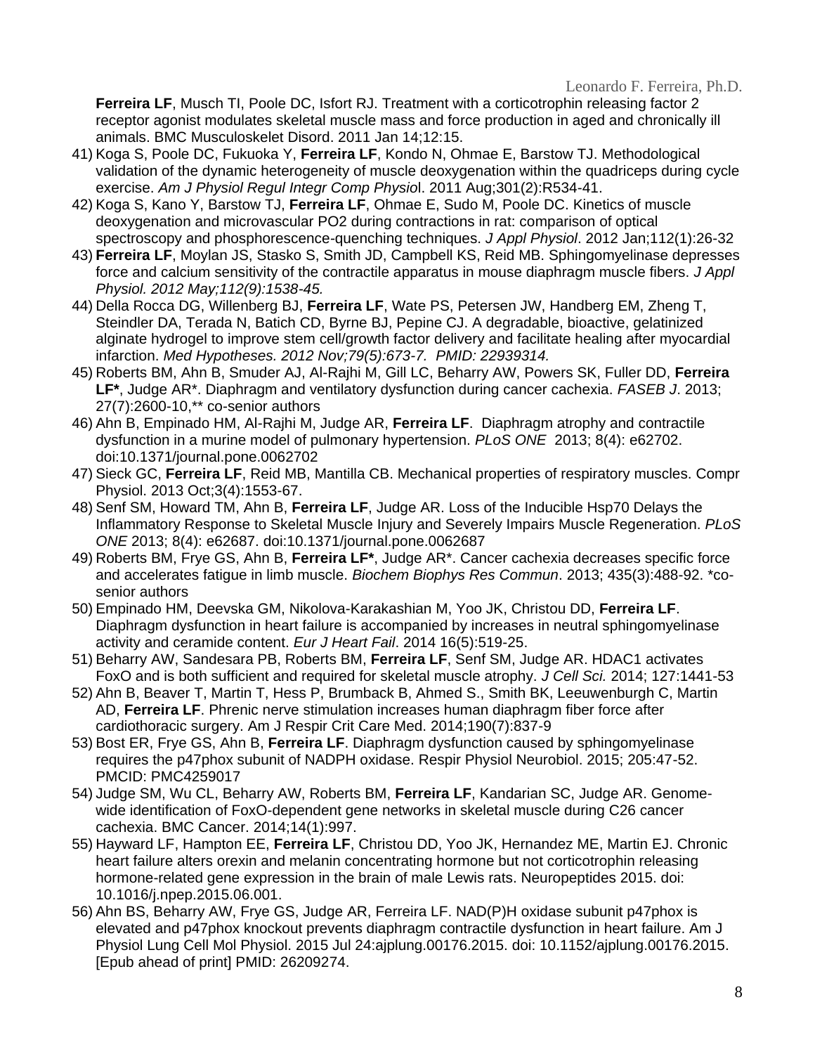**Ferreira LF**, Musch TI, Poole DC, Isfort RJ. Treatment with a corticotrophin releasing factor 2 receptor agonist modulates skeletal muscle mass and force production in aged and chronically ill animals. BMC Musculoskelet Disord. 2011 Jan 14;12:15.

41) Koga S, Poole DC, Fukuoka Y, **Ferreira LF**, Kondo N, Ohmae E, Barstow TJ. Methodological validation of the dynamic heterogeneity of muscle deoxygenation within the quadriceps during cycle exercise. *Am J Physiol Regul Integr Comp Physio*l. 2011 Aug;301(2):R534-41.
42) Koga S, Kano Y, Barstow TJ, **Ferreira LF**, Ohmae E, Sudo M, Poole DC. Kinetics of muscle deoxygenation and microvascular PO2 during contractions in rat: comparison of optical spectroscopy and phosphorescence-quenching techniques. *J Appl Physiol*. 2012 Jan;112(1):26-32
43) **Ferreira LF**, Moylan JS, Stasko S, Smith JD, Campbell KS, Reid MB. Sphingomyelinase depresses force and calcium sensitivity of the contractile apparatus in mouse diaphragm muscle fibers. *J Appl Physiol. 2012 May;112(9):1538-45.*
44) Della Rocca DG, Willenberg BJ, **Ferreira LF**, Wate PS, Petersen JW, Handberg EM, Zheng T, Steindler DA, Terada N, Batich CD, Byrne BJ, Pepine CJ. A degradable, bioactive, gelatinized alginate hydrogel to improve stem cell/growth factor delivery and facilitate healing after myocardial infarction. *Med Hypotheses. 2012 Nov;79(5):673-7. PMID: 22939314.*
45) Roberts BM, Ahn B, Smuder AJ, Al-Rajhi M, Gill LC, Beharry AW, Powers SK, Fuller DD, **Ferreira LF***, Judge AR*. Diaphragm and ventilatory dysfunction during cancer cachexia. *FASEB J*. 2013; 27(7):2600-10,** co-senior authors
46) Ahn B, Empinado HM, Al-Rajhi M, Judge AR, **Ferreira LF**. Diaphragm atrophy and contractile dysfunction in a murine model of pulmonary hypertension. *PLoS ONE* 2013; 8(4): e62702. doi:10.1371/journal.pone.0062702
47) Sieck GC, **Ferreira LF**, Reid MB, Mantilla CB. Mechanical properties of respiratory muscles. Compr Physiol. 2013 Oct;3(4):1553-67.
48) Senf SM, Howard TM, Ahn B, **Ferreira LF**, Judge AR. Loss of the Inducible Hsp70 Delays the Inflammatory Response to Skeletal Muscle Injury and Severely Impairs Muscle Regeneration. *PLoS ONE* 2013; 8(4): e62687. doi:10.1371/journal.pone.0062687
49) Roberts BM, Frye GS, Ahn B, **Ferreira LF***, Judge AR*. Cancer cachexia decreases specific force and accelerates fatigue in limb muscle. *Biochem Biophys Res Commun*. 2013; 435(3):488-92. *co-senior authors
50) Empinado HM, Deevska GM, Nikolova-Karakashian M, Yoo JK, Christou DD, **Ferreira LF**. Diaphragm dysfunction in heart failure is accompanied by increases in neutral sphingomyelinase activity and ceramide content. *Eur J Heart Fail*. 2014 16(5):519-25.
51) Beharry AW, Sandesara PB, Roberts BM, **Ferreira LF**, Senf SM, Judge AR. HDAC1 activates FoxO and is both sufficient and required for skeletal muscle atrophy. *J Cell Sci.* 2014; 127:1441-53
52) Ahn B, Beaver T, Martin T, Hess P, Brumback B, Ahmed S., Smith BK, Leeuwenburgh C, Martin AD, **Ferreira LF**. Phrenic nerve stimulation increases human diaphragm fiber force after cardiothoracic surgery. Am J Respir Crit Care Med. 2014;190(7):837-9
53) Bost ER, Frye GS, Ahn B, **Ferreira LF**. Diaphragm dysfunction caused by sphingomyelinase requires the p47phox subunit of NADPH oxidase. Respir Physiol Neurobiol. 2015; 205:47-52. PMCID: PMC4259017
54) Judge SM, Wu CL, Beharry AW, Roberts BM, **Ferreira LF**, Kandarian SC, Judge AR. Genome-wide identification of FoxO-dependent gene networks in skeletal muscle during C26 cancer cachexia. BMC Cancer. 2014;14(1):997.
55) Hayward LF, Hampton EE, **Ferreira LF**, Christou DD, Yoo JK, Hernandez ME, Martin EJ. Chronic heart failure alters orexin and melanin concentrating hormone but not corticotrophin releasing hormone-related gene expression in the brain of male Lewis rats. Neuropeptides 2015. doi: 10.1016/j.npep.2015.06.001.
56) Ahn BS, Beharry AW, Frye GS, Judge AR, Ferreira LF. NAD(P)H oxidase subunit p47phox is elevated and p47phox knockout prevents diaphragm contractile dysfunction in heart failure. Am J Physiol Lung Cell Mol Physiol. 2015 Jul 24:ajplung.00176.2015. doi: 10.1152/ajplung.00176.2015. [Epub ahead of print] PMID: 26209274.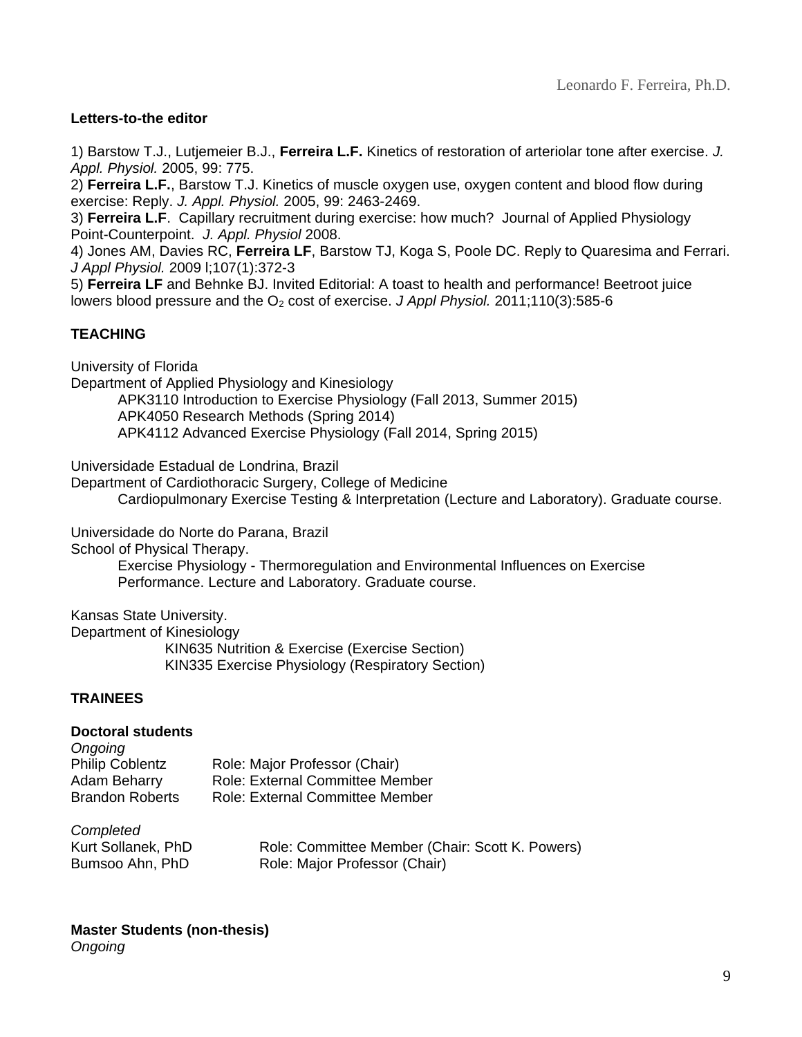**Letters-to-the editor**

1) Barstow T.J., Lutjemeier B.J., **Ferreira L.F.** Kinetics of restoration of arteriolar tone after exercise. *J. Appl. Physiol.* 2005, 99: 775.
2) **Ferreira L.F.**, Barstow T.J. Kinetics of muscle oxygen use, oxygen content and blood flow during exercise: Reply. *J. Appl. Physiol.* 2005, 99: 2463-2469.
3) **Ferreira L.F**. Capillary recruitment during exercise: how much? Journal of Applied Physiology Point-Counterpoint. *J. Appl. Physiol* 2008.
4) Jones AM, Davies RC, **Ferreira LF**, Barstow TJ, Koga S, Poole DC. Reply to Quaresima and Ferrari. *J Appl Physiol.* 2009 l;107(1):372-3
5) **Ferreira LF** and Behnke BJ. Invited Editorial: A toast to health and performance! Beetroot juice lowers blood pressure and the $O_2$ cost of exercise. *J Appl Physiol.* 2011;110(3):585-6

**TEACHING**

University of Florida
Department of Applied Physiology and Kinesiology
- APK3110 Introduction to Exercise Physiology (Fall 2013, Summer 2015)
- APK4050 Research Methods (Spring 2014)
- APK4112 Advanced Exercise Physiology (Fall 2014, Spring 2015)

Universidade Estadual de Londrina, Brazil
Department of Cardiothoracic Surgery, College of Medicine
- Cardiopulmonary Exercise Testing & Interpretation (Lecture and Laboratory). Graduate course.

Universidade do Norte do Parana, Brazil
School of Physical Therapy.
- Exercise Physiology - Thermoregulation and Environmental Influences on Exercise Performance. Lecture and Laboratory. Graduate course.

Kansas State University.
Department of Kinesiology
- KIN635 Nutrition & Exercise (Exercise Section)
- KIN335 Exercise Physiology (Respiratory Section)

**TRAINEES**

**Doctoral students**
*Ongoing*

| | |
|---|---|
| Philip Coblentz | Role: Major Professor (Chair) |
| Adam Beharry | Role: External Committee Member |
| Brandon Roberts | Role: External Committee Member |

*Completed*

| | |
|---|---|
| Kurt Sollanek, PhD | Role: Committee Member (Chair: Scott K. Powers) |
| Bumsoo Ahn, PhD | Role: Major Professor (Chair) |

**Master Students (non-thesis)**
*Ongoing*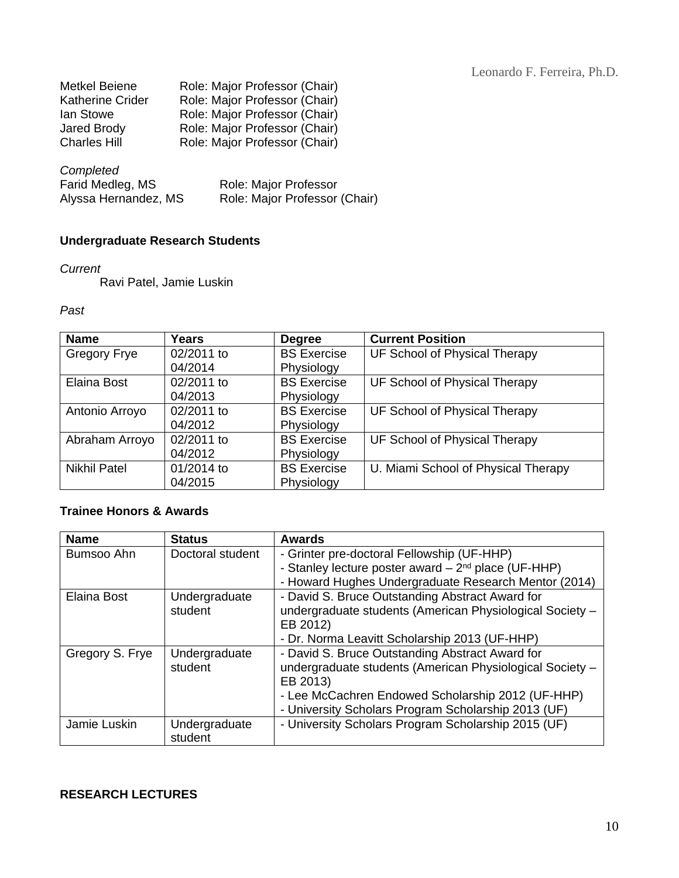Metkel Beiene Role: Major Professor (Chair)
Katherine Crider Role: Major Professor (Chair)
Ian Stowe Role: Major Professor (Chair)
Jared Brody Role: Major Professor (Chair)
Charles Hill Role: Major Professor (Chair)

*Completed*
Farid Medleg, MS Role: Major Professor
Alyssa Hernandez, MS Role: Major Professor (Chair)

**Undergraduate Research Students**

*Current*

Ravi Patel, Jamie Luskin

*Past*

| Name | Years | Degree | Current Position |
| --- | --- | --- | --- |
| Gregory Frye | 02/2011 to 04/2014 | BS Exercise Physiology | UF School of Physical Therapy |
| Elaina Bost | 02/2011 to 04/2013 | BS Exercise Physiology | UF School of Physical Therapy |
| Antonio Arroyo | 02/2011 to 04/2012 | BS Exercise Physiology | UF School of Physical Therapy |
| Abraham Arroyo | 02/2011 to 04/2012 | BS Exercise Physiology | UF School of Physical Therapy |
| Nikhil Patel | 01/2014 to 04/2015 | BS Exercise Physiology | U. Miami School of Physical Therapy |

**Trainee Honors & Awards**

| Name | Status | Awards |
| --- | --- | --- |
| Bumsoo Ahn | Doctoral student | - Grinter pre-doctoral Fellowship (UF-HHP)<br>- Stanley lecture poster award – 2nd place (UF-HHP)<br>- Howard Hughes Undergraduate Research Mentor (2014) |
| Elaina Bost | Undergraduate student | - David S. Bruce Outstanding Abstract Award for undergraduate students (American Physiological Society – EB 2012)<br>- Dr. Norma Leavitt Scholarship 2013 (UF-HHP) |
| Gregory S. Frye | Undergraduate student | - David S. Bruce Outstanding Abstract Award for undergraduate students (American Physiological Society – EB 2013)<br>- Lee McCachren Endowed Scholarship 2012 (UF-HHP)<br>- University Scholars Program Scholarship 2013 (UF) |
| Jamie Luskin | Undergraduate student | - University Scholars Program Scholarship 2015 (UF) |

**RESEARCH LECTURES**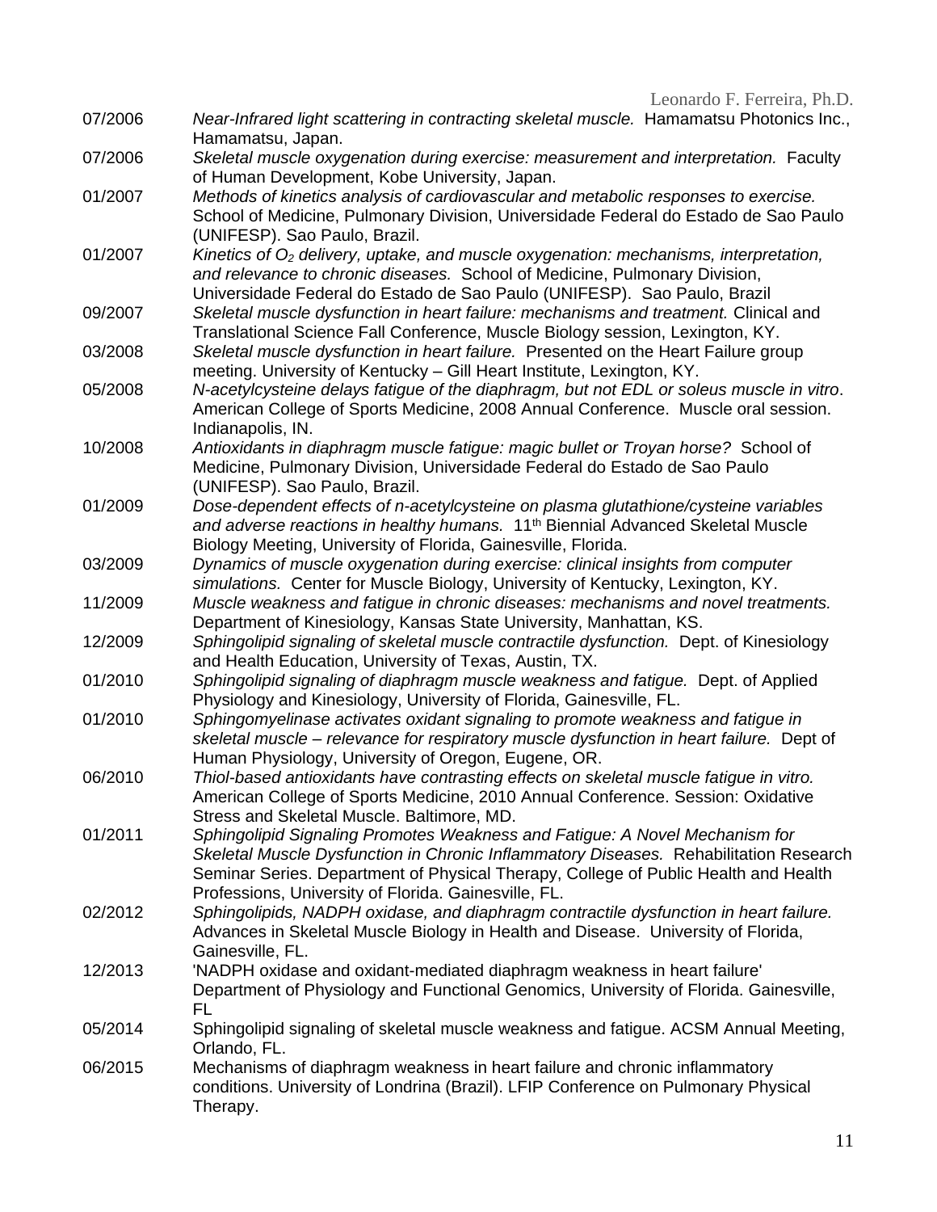07/2006 *Near-Infrared light scattering in contracting skeletal muscle.* Hamamatsu Photonics Inc., Hamamatsu, Japan.

07/2006 *Skeletal muscle oxygenation during exercise: measurement and interpretation.* Faculty of Human Development, Kobe University, Japan.

01/2007 *Methods of kinetics analysis of cardiovascular and metabolic responses to exercise.* School of Medicine, Pulmonary Division, Universidade Federal do Estado de Sao Paulo (UNIFESP). Sao Paulo, Brazil.

01/2007 *Kinetics of $O_2$ delivery, uptake, and muscle oxygenation: mechanisms, interpretation, and relevance to chronic diseases.* School of Medicine, Pulmonary Division, Universidade Federal do Estado de Sao Paulo (UNIFESP). Sao Paulo, Brazil

09/2007 *Skeletal muscle dysfunction in heart failure: mechanisms and treatment.* Clinical and Translational Science Fall Conference, Muscle Biology session, Lexington, KY.

03/2008 *Skeletal muscle dysfunction in heart failure.* Presented on the Heart Failure group meeting. University of Kentucky – Gill Heart Institute, Lexington, KY.

05/2008 *N-acetylcysteine delays fatigue of the diaphragm, but not EDL or soleus muscle in vitro*. American College of Sports Medicine, 2008 Annual Conference. Muscle oral session. Indianapolis, IN.

10/2008 *Antioxidants in diaphragm muscle fatigue: magic bullet or Troyan horse?* School of Medicine, Pulmonary Division, Universidade Federal do Estado de Sao Paulo (UNIFESP). Sao Paulo, Brazil.

01/2009 *Dose-dependent effects of n-acetylcysteine on plasma glutathione/cysteine variables and adverse reactions in healthy humans.* 11th Biennial Advanced Skeletal Muscle Biology Meeting, University of Florida, Gainesville, Florida.

03/2009 *Dynamics of muscle oxygenation during exercise: clinical insights from computer simulations.* Center for Muscle Biology, University of Kentucky, Lexington, KY.

11/2009 *Muscle weakness and fatigue in chronic diseases: mechanisms and novel treatments.* Department of Kinesiology, Kansas State University, Manhattan, KS.

12/2009 *Sphingolipid signaling of skeletal muscle contractile dysfunction.* Dept. of Kinesiology and Health Education, University of Texas, Austin, TX.

01/2010 *Sphingolipid signaling of diaphragm muscle weakness and fatigue.* Dept. of Applied Physiology and Kinesiology, University of Florida, Gainesville, FL.

01/2010 *Sphingomyelinase activates oxidant signaling to promote weakness and fatigue in skeletal muscle – relevance for respiratory muscle dysfunction in heart failure.* Dept of Human Physiology, University of Oregon, Eugene, OR.

06/2010 *Thiol-based antioxidants have contrasting effects on skeletal muscle fatigue in vitro.* American College of Sports Medicine, 2010 Annual Conference. Session: Oxidative Stress and Skeletal Muscle. Baltimore, MD.

01/2011 *Sphingolipid Signaling Promotes Weakness and Fatigue: A Novel Mechanism for Skeletal Muscle Dysfunction in Chronic Inflammatory Diseases.* Rehabilitation Research Seminar Series. Department of Physical Therapy, College of Public Health and Health Professions, University of Florida. Gainesville, FL.

02/2012 *Sphingolipids, NADPH oxidase, and diaphragm contractile dysfunction in heart failure.* Advances in Skeletal Muscle Biology in Health and Disease. University of Florida, Gainesville, FL.

12/2013 'NADPH oxidase and oxidant-mediated diaphragm weakness in heart failure' Department of Physiology and Functional Genomics, University of Florida. Gainesville, FL

05/2014 Sphingolipid signaling of skeletal muscle weakness and fatigue. ACSM Annual Meeting, Orlando, FL.

06/2015 Mechanisms of diaphragm weakness in heart failure and chronic inflammatory conditions. University of Londrina (Brazil). LFIP Conference on Pulmonary Physical Therapy.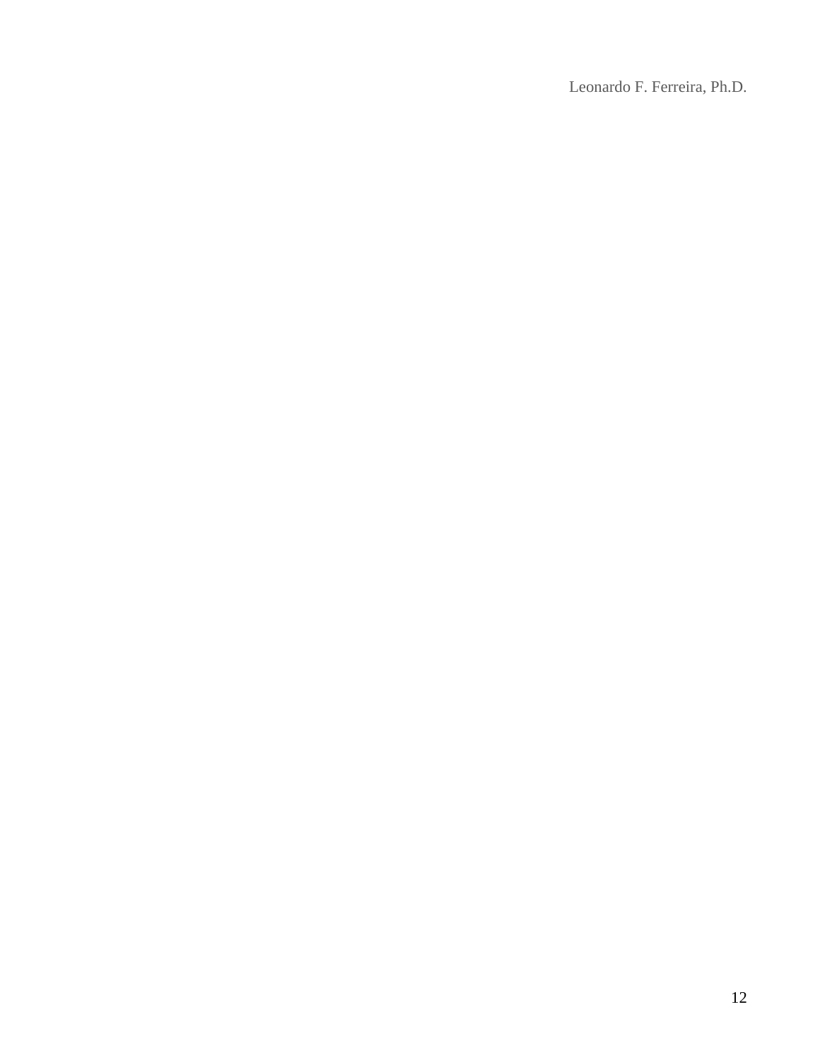Leonardo F. Ferreira, Ph.D.